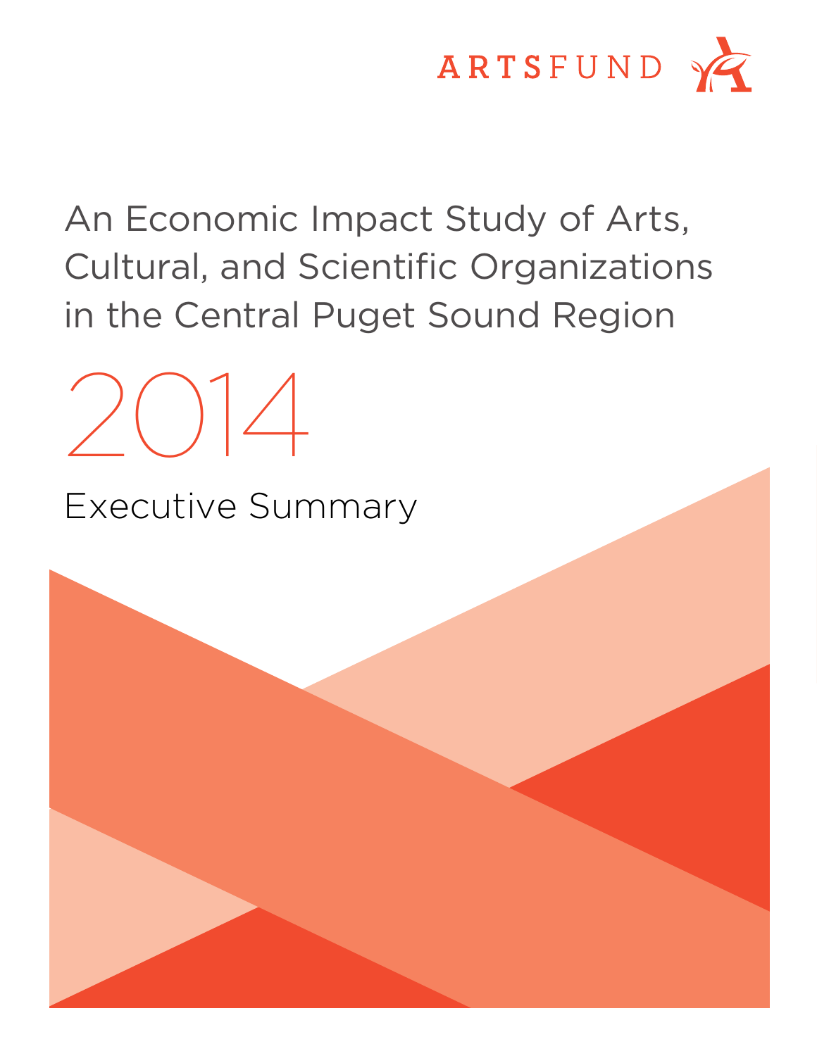ARTSFUND

# An Economic Impact Study of Arts, Cultural, and Scientific Organizations in the Central Puget Sound Region

# 2014

## Executive Summary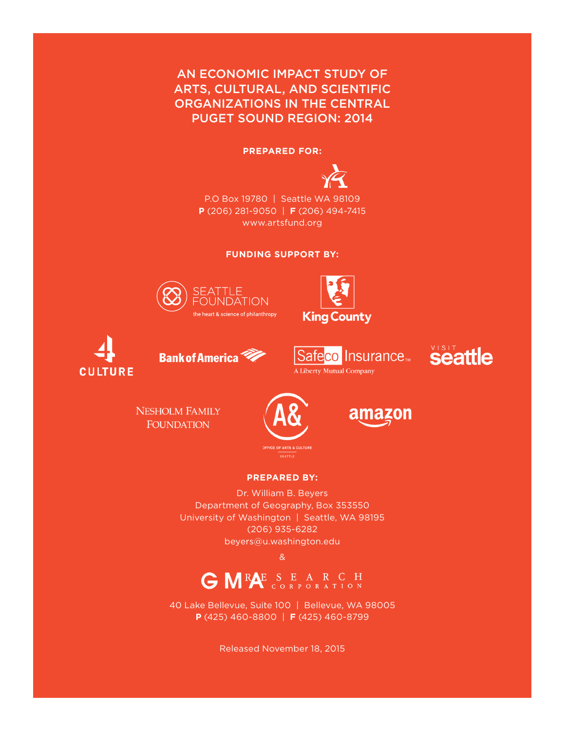# AN ECONOMIC IMPACT STUDY OF ARTS, CULTURAL, AND SCIENTIFIC ORGANIZATIONS IN THE CENTRAL PUGET SOUND REGION: 2014

**PREPARED FOR:**

P.O Box 19780 | Seattle WA 98109
**P** (206) 281-9050 | **F** (206) 494-7415
www.artsfund.org

**FUNDING SUPPORT BY:**

Seattle Foundation — the heart & science of philanthropy
King County
4Culture
Bank of America
Safeco Insurance — A Liberty Mutual Company
Visit Seattle
Nesholm Family Foundation
Office of Arts & Culture Seattle
amazon

**PREPARED BY:**

Dr. William B. Beyers
Department of Geography, Box 353550
University of Washington | Seattle, WA 98195
(206) 935-6282
beyers@u.washington.edu

&

GMA Research Corporation

40 Lake Bellevue, Suite 100 | Bellevue, WA 98005
**P** (425) 460-8800 | **F** (425) 460-8799

Released November 18, 2015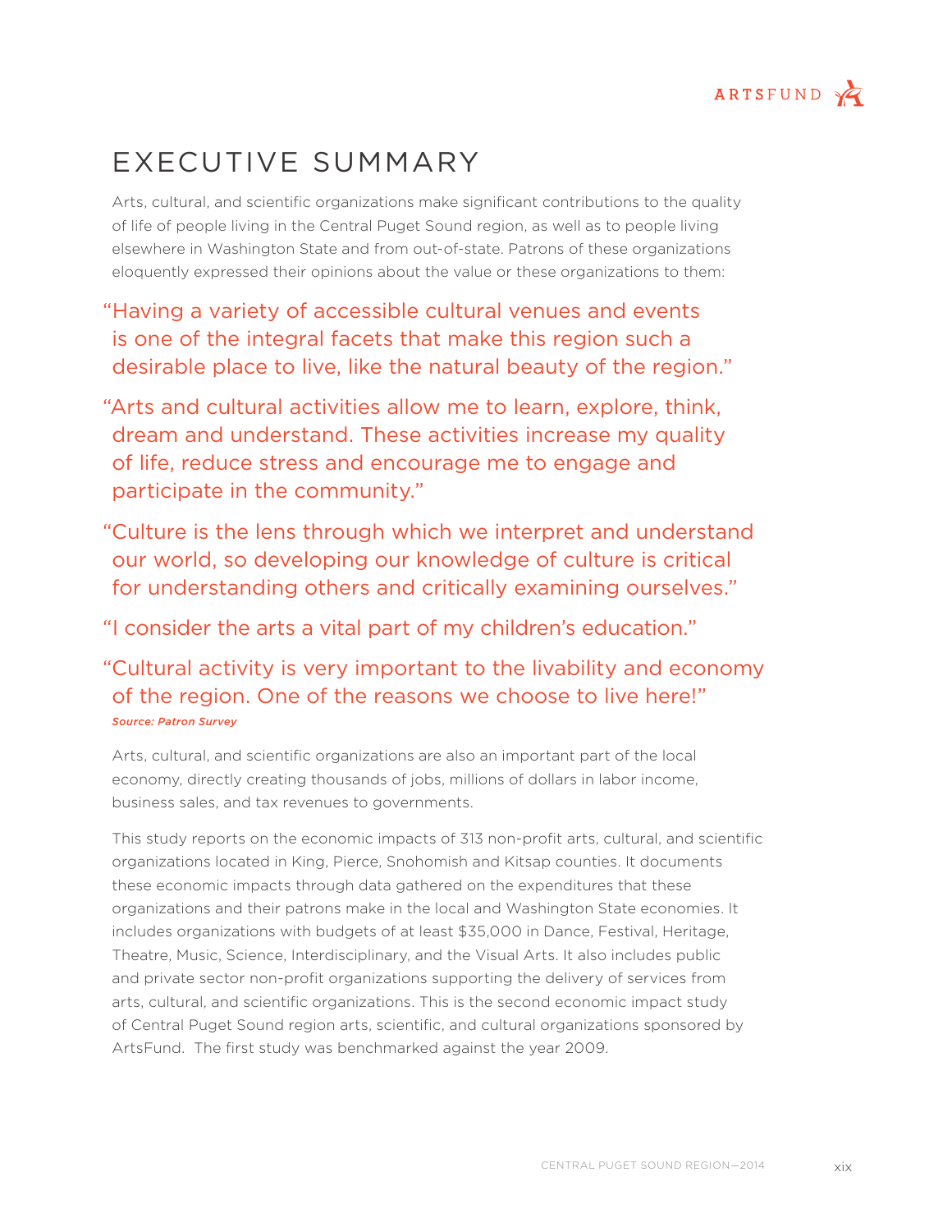# EXECUTIVE SUMMARY

Arts, cultural, and scientific organizations make significant contributions to the quality of life of people living in the Central Puget Sound region, as well as to people living elsewhere in Washington State and from out-of-state. Patrons of these organizations eloquently expressed their opinions about the value or these organizations to them:

> "Having a variety of accessible cultural venues and events is one of the integral facets that make this region such a desirable place to live, like the natural beauty of the region."

> "Arts and cultural activities allow me to learn, explore, think, dream and understand. These activities increase my quality of life, reduce stress and encourage me to engage and participate in the community."

> "Culture is the lens through which we interpret and understand our world, so developing our knowledge of culture is critical for understanding others and critically examining ourselves."

> "I consider the arts a vital part of my children's education."

> "Cultural activity is very important to the livability and economy of the region. One of the reasons we choose to live here!"

***Source: Patron Survey***

Arts, cultural, and scientific organizations are also an important part of the local economy, directly creating thousands of jobs, millions of dollars in labor income, business sales, and tax revenues to governments.

This study reports on the economic impacts of 313 non-profit arts, cultural, and scientific organizations located in King, Pierce, Snohomish and Kitsap counties. It documents these economic impacts through data gathered on the expenditures that these organizations and their patrons make in the local and Washington State economies. It includes organizations with budgets of at least $35,000 in Dance, Festival, Heritage, Theatre, Music, Science, Interdisciplinary, and the Visual Arts. It also includes public and private sector non-profit organizations supporting the delivery of services from arts, cultural, and scientific organizations. This is the second economic impact study of Central Puget Sound region arts, scientific, and cultural organizations sponsored by ArtsFund. The first study was benchmarked against the year 2009.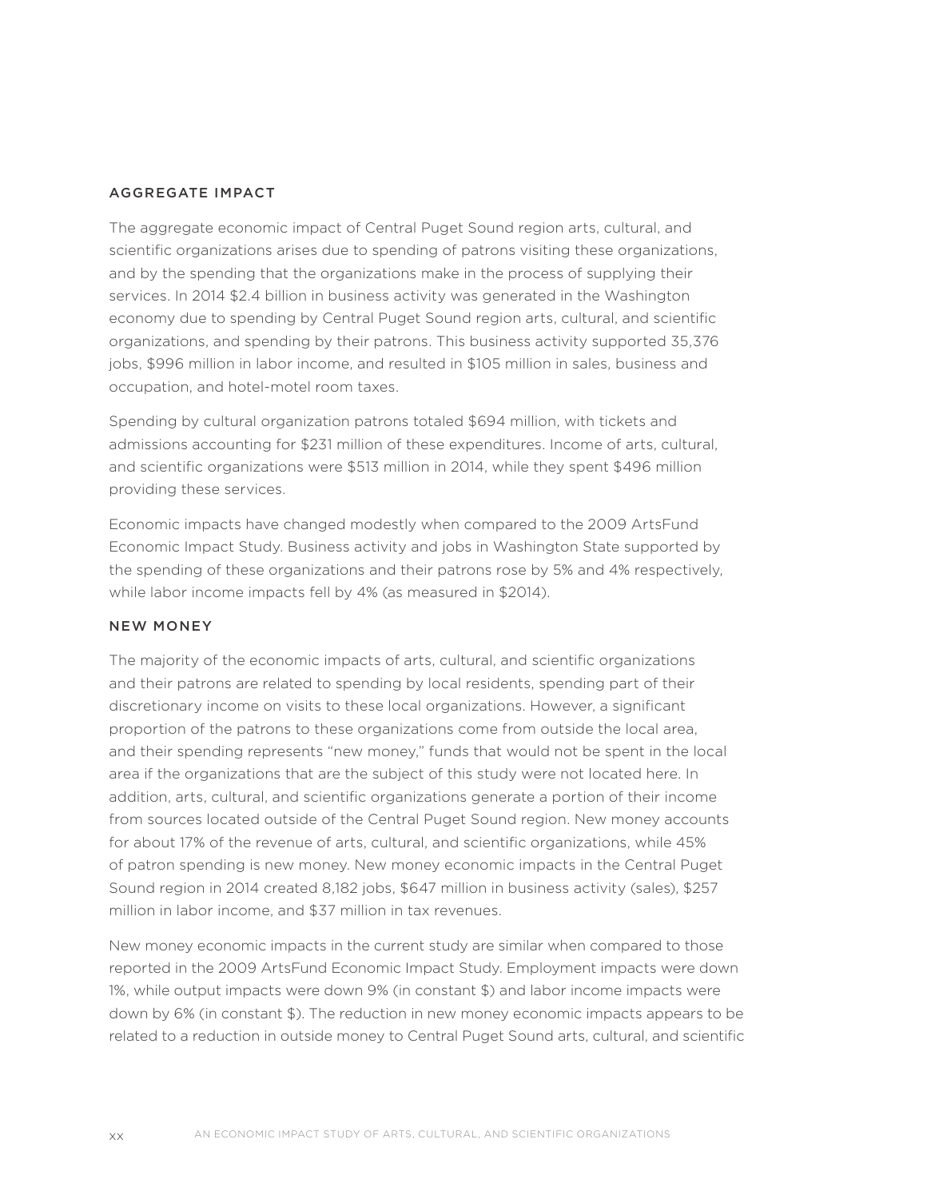## AGGREGATE IMPACT

The aggregate economic impact of Central Puget Sound region arts, cultural, and scientific organizations arises due to spending of patrons visiting these organizations, and by the spending that the organizations make in the process of supplying their services. In 2014 $2.4 billion in business activity was generated in the Washington economy due to spending by Central Puget Sound region arts, cultural, and scientific organizations, and spending by their patrons. This business activity supported 35,376 jobs, $996 million in labor income, and resulted in $105 million in sales, business and occupation, and hotel-motel room taxes.

Spending by cultural organization patrons totaled $694 million, with tickets and admissions accounting for $231 million of these expenditures. Income of arts, cultural, and scientific organizations were $513 million in 2014, while they spent $496 million providing these services.

Economic impacts have changed modestly when compared to the 2009 ArtsFund Economic Impact Study. Business activity and jobs in Washington State supported by the spending of these organizations and their patrons rose by 5% and 4% respectively, while labor income impacts fell by 4% (as measured in $2014).

## NEW MONEY

The majority of the economic impacts of arts, cultural, and scientific organizations and their patrons are related to spending by local residents, spending part of their discretionary income on visits to these local organizations. However, a significant proportion of the patrons to these organizations come from outside the local area, and their spending represents "new money," funds that would not be spent in the local area if the organizations that are the subject of this study were not located here. In addition, arts, cultural, and scientific organizations generate a portion of their income from sources located outside of the Central Puget Sound region. New money accounts for about 17% of the revenue of arts, cultural, and scientific organizations, while 45% of patron spending is new money. New money economic impacts in the Central Puget Sound region in 2014 created 8,182 jobs, $647 million in business activity (sales), $257 million in labor income, and $37 million in tax revenues.

New money economic impacts in the current study are similar when compared to those reported in the 2009 ArtsFund Economic Impact Study. Employment impacts were down 1%, while output impacts were down 9% (in constant $) and labor income impacts were down by 6% (in constant $). The reduction in new money economic impacts appears to be related to a reduction in outside money to Central Puget Sound arts, cultural, and scientific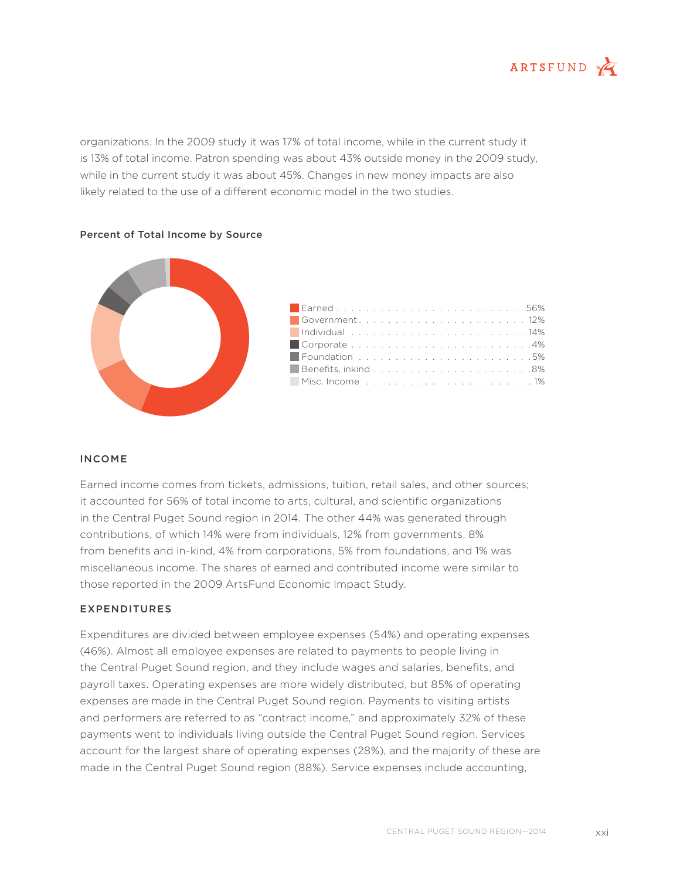organizations. In the 2009 study it was 17% of total income, while in the current study it is 13% of total income. Patron spending was about 43% outside money in the 2009 study, while in the current study it was about 45%. Changes in new money impacts are also likely related to the use of a different economic model in the two studies.

**Percent of Total Income by Source**

| Source | Percent |
| --- | --- |
| Earned | 56% |
| Government | 12% |
| Individual | 14% |
| Corporate | 4% |
| Foundation | 5% |
| Benefits, inkind | 8% |
| Misc. Income | 1% |

## INCOME

Earned income comes from tickets, admissions, tuition, retail sales, and other sources; it accounted for 56% of total income to arts, cultural, and scientific organizations in the Central Puget Sound region in 2014. The other 44% was generated through contributions, of which 14% were from individuals, 12% from governments, 8% from benefits and in-kind, 4% from corporations, 5% from foundations, and 1% was miscellaneous income. The shares of earned and contributed income were similar to those reported in the 2009 ArtsFund Economic Impact Study.

## EXPENDITURES

Expenditures are divided between employee expenses (54%) and operating expenses (46%). Almost all employee expenses are related to payments to people living in the Central Puget Sound region, and they include wages and salaries, benefits, and payroll taxes. Operating expenses are more widely distributed, but 85% of operating expenses are made in the Central Puget Sound region. Payments to visiting artists and performers are referred to as "contract income," and approximately 32% of these payments went to individuals living outside the Central Puget Sound region. Services account for the largest share of operating expenses (28%), and the majority of these are made in the Central Puget Sound region (88%). Service expenses include accounting,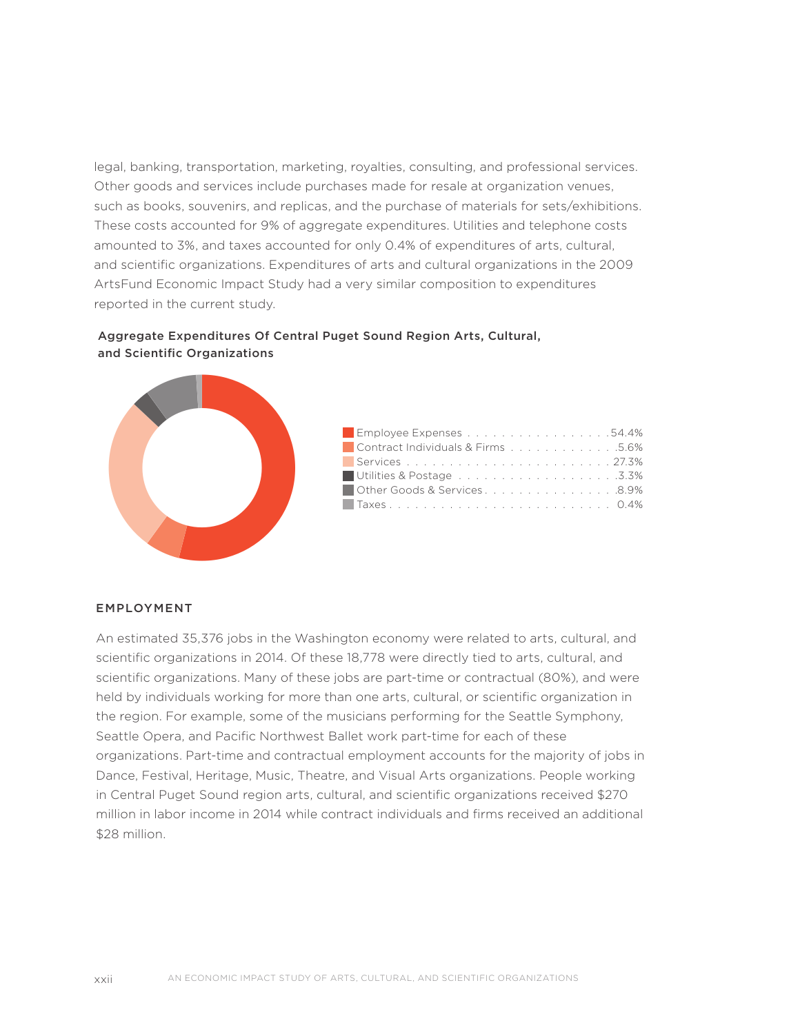legal, banking, transportation, marketing, royalties, consulting, and professional services. Other goods and services include purchases made for resale at organization venues, such as books, souvenirs, and replicas, and the purchase of materials for sets/exhibitions. These costs accounted for 9% of aggregate expenditures. Utilities and telephone costs amounted to 3%, and taxes accounted for only 0.4% of expenditures of arts, cultural, and scientific organizations. Expenditures of arts and cultural organizations in the 2009 ArtsFund Economic Impact Study had a very similar composition to expenditures reported in the current study.

**Aggregate Expenditures Of Central Puget Sound Region Arts, Cultural, and Scientific Organizations**

| Category | Share |
|---|---|
| Employee Expenses | 54.4% |
| Contract Individuals & Firms | 5.6% |
| Services | 27.3% |
| Utilities & Postage | 3.3% |
| Other Goods & Services | 8.9% |
| Taxes | 0.4% |

## EMPLOYMENT

An estimated 35,376 jobs in the Washington economy were related to arts, cultural, and scientific organizations in 2014. Of these 18,778 were directly tied to arts, cultural, and scientific organizations. Many of these jobs are part-time or contractual (80%), and were held by individuals working for more than one arts, cultural, or scientific organization in the region. For example, some of the musicians performing for the Seattle Symphony, Seattle Opera, and Pacific Northwest Ballet work part-time for each of these organizations. Part-time and contractual employment accounts for the majority of jobs in Dance, Festival, Heritage, Music, Theatre, and Visual Arts organizations. People working in Central Puget Sound region arts, cultural, and scientific organizations received $270 million in labor income in 2014 while contract individuals and firms received an additional $28 million.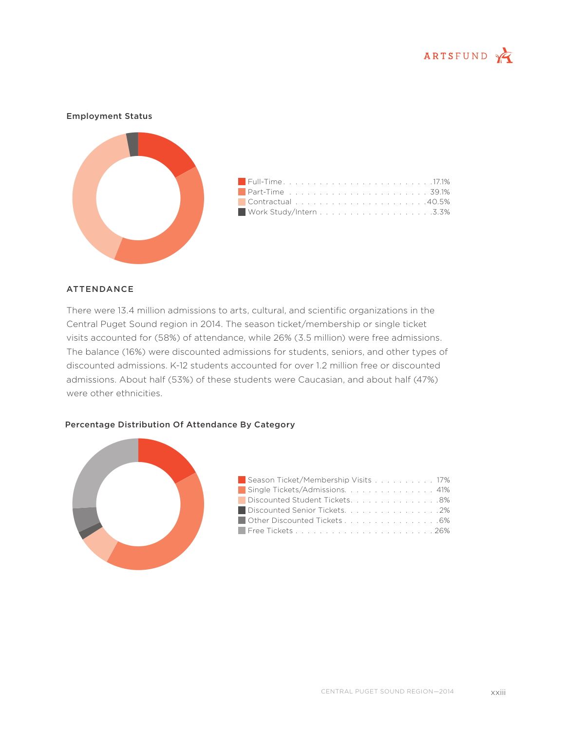### Employment Status

| Category | Percentage |
|---|---|
| Full-Time | 17.1% |
| Part-Time | 39.1% |
| Contractual | 40.5% |
| Work Study/Intern | 3.3% |

## ATTENDANCE

There were 13.4 million admissions to arts, cultural, and scientific organizations in the Central Puget Sound region in 2014. The season ticket/membership or single ticket visits accounted for (58%) of attendance, while 26% (3.5 million) were free admissions. The balance (16%) were discounted admissions for students, seniors, and other types of discounted admissions. K-12 students accounted for over 1.2 million free or discounted admissions. About half (53%) of these students were Caucasian, and about half (47%) were other ethnicities.

### Percentage Distribution Of Attendance By Category

| Category | Percentage |
|---|---|
| Season Ticket/Membership Visits | 17% |
| Single Tickets/Admissions | 41% |
| Discounted Student Tickets | 8% |
| Discounted Senior Tickets | 2% |
| Other Discounted Tickets | 6% |
| Free Tickets | 26% |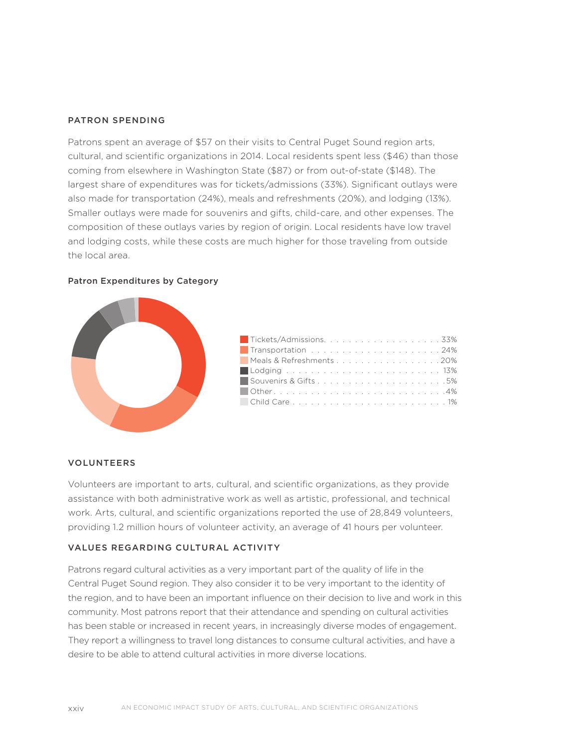## PATRON SPENDING

Patrons spent an average of $57 on their visits to Central Puget Sound region arts, cultural, and scientific organizations in 2014. Local residents spent less ($46) than those coming from elsewhere in Washington State ($87) or from out-of-state ($148). The largest share of expenditures was for tickets/admissions (33%). Significant outlays were also made for transportation (24%), meals and refreshments (20%), and lodging (13%). Smaller outlays were made for souvenirs and gifts, child-care, and other expenses. The composition of these outlays varies by region of origin. Local residents have low travel and lodging costs, while these costs are much higher for those traveling from outside the local area.

**Patron Expenditures by Category**

| Category | Share |
| --- | --- |
| Tickets/Admissions | 33% |
| Transportation | 24% |
| Meals & Refreshments | 20% |
| Lodging | 13% |
| Souvenirs & Gifts | 5% |
| Other | 4% |
| Child Care | 1% |

## VOLUNTEERS

Volunteers are important to arts, cultural, and scientific organizations, as they provide assistance with both administrative work as well as artistic, professional, and technical work. Arts, cultural, and scientific organizations reported the use of 28,849 volunteers, providing 1.2 million hours of volunteer activity, an average of 41 hours per volunteer.

## VALUES REGARDING CULTURAL ACTIVITY

Patrons regard cultural activities as a very important part of the quality of life in the Central Puget Sound region. They also consider it to be very important to the identity of the region, and to have been an important influence on their decision to live and work in this community. Most patrons report that their attendance and spending on cultural activities has been stable or increased in recent years, in increasingly diverse modes of engagement. They report a willingness to travel long distances to consume cultural activities, and have a desire to be able to attend cultural activities in more diverse locations.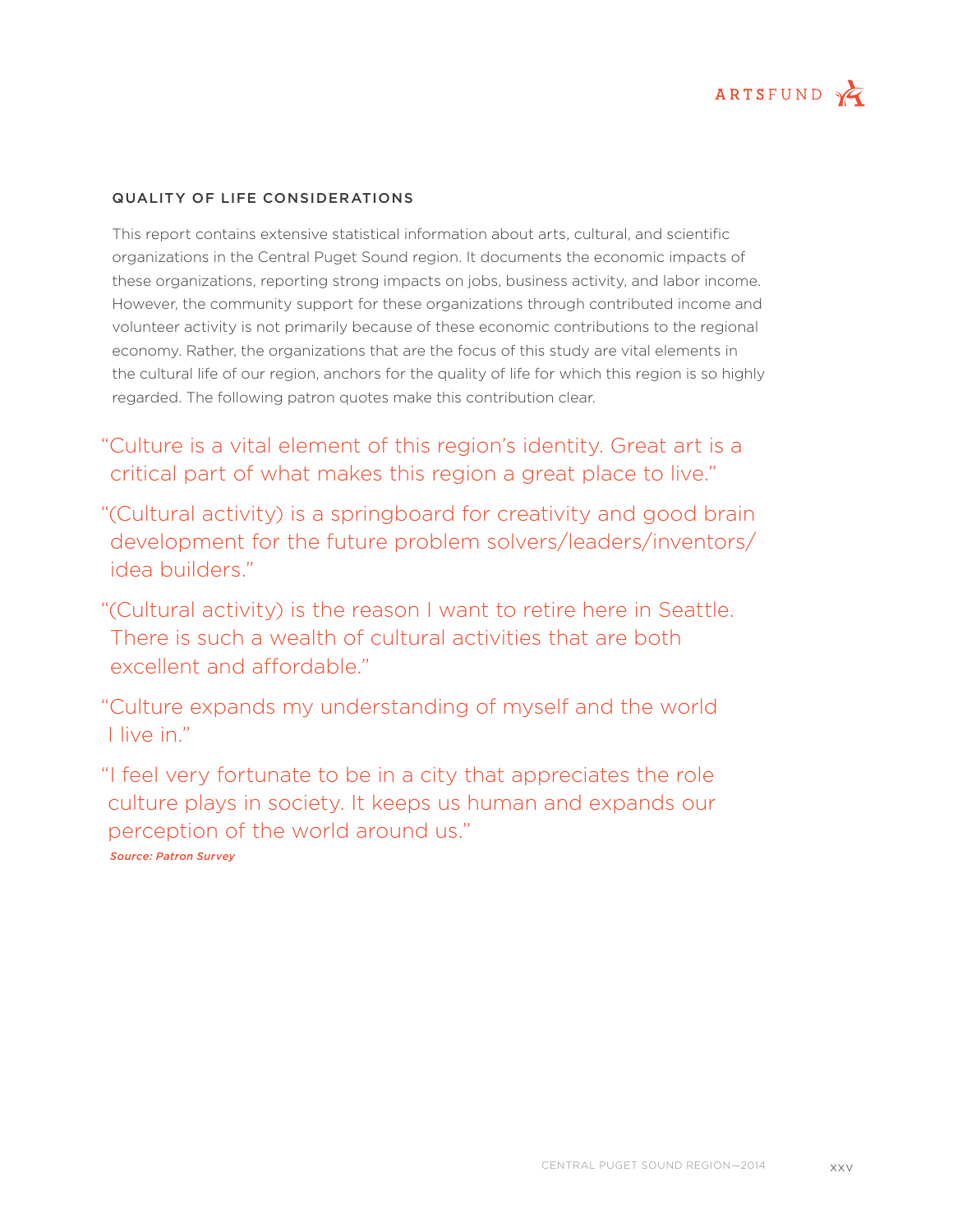## QUALITY OF LIFE CONSIDERATIONS

This report contains extensive statistical information about arts, cultural, and scientific organizations in the Central Puget Sound region. It documents the economic impacts of these organizations, reporting strong impacts on jobs, business activity, and labor income. However, the community support for these organizations through contributed income and volunteer activity is not primarily because of these economic contributions to the regional economy. Rather, the organizations that are the focus of this study are vital elements in the cultural life of our region, anchors for the quality of life for which this region is so highly regarded. The following patron quotes make this contribution clear.

"Culture is a vital element of this region's identity. Great art is a critical part of what makes this region a great place to live."

"(Cultural activity) is a springboard for creativity and good brain development for the future problem solvers/leaders/inventors/idea builders."

"(Cultural activity) is the reason I want to retire here in Seattle. There is such a wealth of cultural activities that are both excellent and affordable."

"Culture expands my understanding of myself and the world I live in."

"I feel very fortunate to be in a city that appreciates the role culture plays in society. It keeps us human and expands our perception of the world around us."

***Source: Patron Survey***